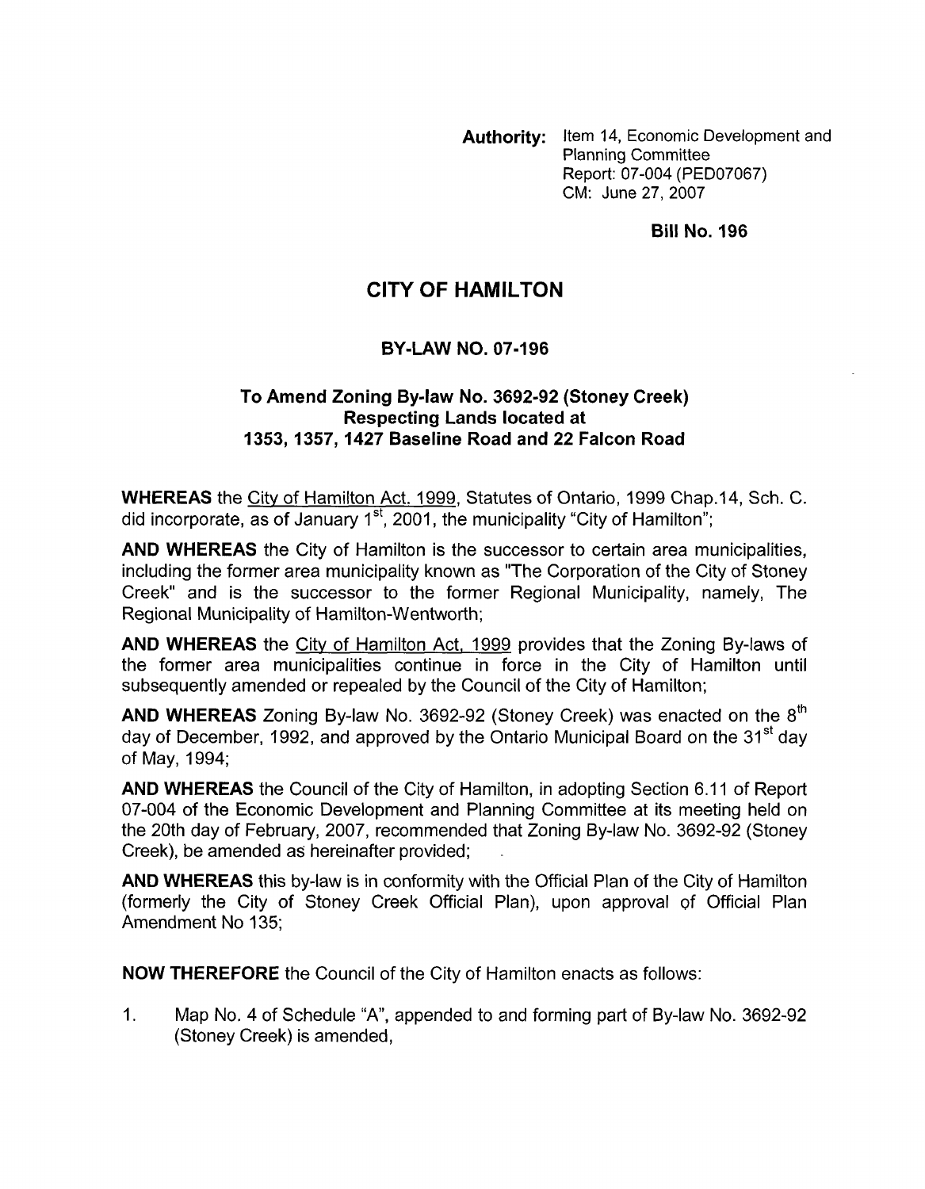**Authority:** Item 14, Economic Development and Planning Committee
Report: 07-004 (PED07067)
CM: June 27, 2007

**Bill No. 196**

# CITY OF HAMILTON

## BY-LAW NO. 07-196

### To Amend Zoning By-law No. 3692-92 (Stoney Creek) Respecting Lands located at 1353, 1357, 1427 Baseline Road and 22 Falcon Road

**WHEREAS** the City of Hamilton Act, 1999, Statutes of Ontario, 1999 Chap.14, Sch. C. did incorporate, as of January 1st, 2001, the municipality "City of Hamilton";

**AND WHEREAS** the City of Hamilton is the successor to certain area municipalities, including the former area municipality known as "The Corporation of the City of Stoney Creek" and is the successor to the former Regional Municipality, namely, The Regional Municipality of Hamilton-Wentworth;

**AND WHEREAS** the City of Hamilton Act, 1999 provides that the Zoning By-laws of the former area municipalities continue in force in the City of Hamilton until subsequently amended or repealed by the Council of the City of Hamilton;

**AND WHEREAS** Zoning By-law No. 3692-92 (Stoney Creek) was enacted on the 8th day of December, 1992, and approved by the Ontario Municipal Board on the 31st day of May, 1994;

**AND WHEREAS** the Council of the City of Hamilton, in adopting Section 6.11 of Report 07-004 of the Economic Development and Planning Committee at its meeting held on the 20th day of February, 2007, recommended that Zoning By-law No. 3692-92 (Stoney Creek), be amended as hereinafter provided;

**AND WHEREAS** this by-law is in conformity with the Official Plan of the City of Hamilton (formerly the City of Stoney Creek Official Plan), upon approval of Official Plan Amendment No 135;

**NOW THEREFORE** the Council of the City of Hamilton enacts as follows:

1. Map No. 4 of Schedule "A", appended to and forming part of By-law No. 3692-92 (Stoney Creek) is amended,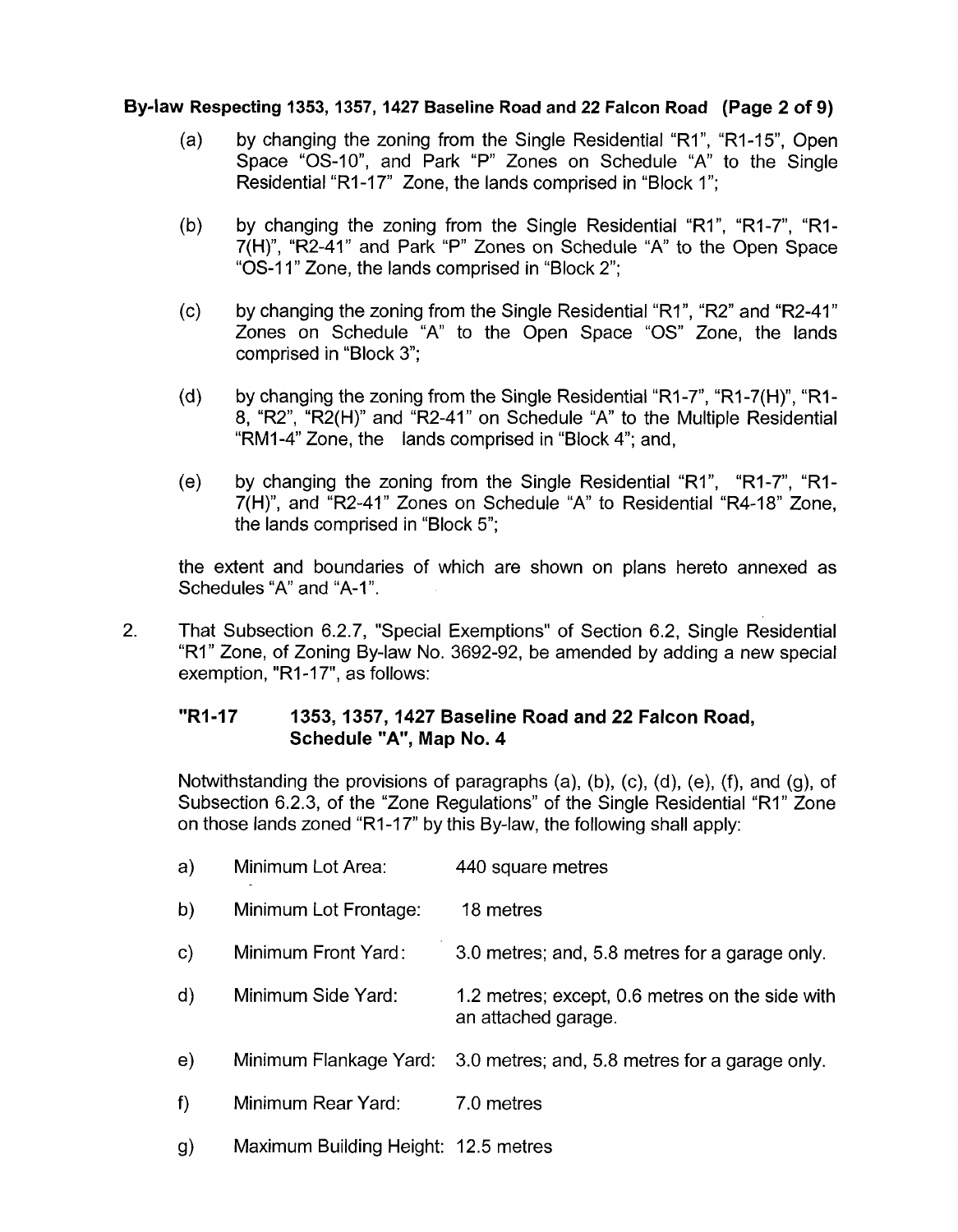(a) by changing the zoning from the Single Residential "R1", "R1-15", Open Space "OS-10", and Park "P" Zones on Schedule "A" to the Single Residential "R1-17" Zone, the lands comprised in "Block 1";

(b) by changing the zoning from the Single Residential "R1", "R1-7", "R1-7(H)", "R2-41" and Park "P" Zones on Schedule "A" to the Open Space "OS-11" Zone, the lands comprised in "Block 2";

(c) by changing the zoning from the Single Residential "R1", "R2" and "R2-41" Zones on Schedule "A" to the Open Space "OS" Zone, the lands comprised in "Block 3";

(d) by changing the zoning from the Single Residential "R1-7", "R1-7(H)", "R1-8, "R2", "R2(H)" and "R2-41" on Schedule "A" to the Multiple Residential "RM1-4" Zone, the lands comprised in "Block 4"; and,

(e) by changing the zoning from the Single Residential "R1", "R1-7", "R1-7(H)", and "R2-41" Zones on Schedule "A" to Residential "R4-18" Zone, the lands comprised in "Block 5";

the extent and boundaries of which are shown on plans hereto annexed as Schedules "A" and "A-1".

2. That Subsection 6.2.7, "Special Exemptions" of Section 6.2, Single Residential "R1" Zone, of Zoning By-law No. 3692-92, be amended by adding a new special exemption, "R1-17", as follows:

**"R1-17 1353, 1357, 1427 Baseline Road and 22 Falcon Road, Schedule "A", Map No. 4**

Notwithstanding the provisions of paragraphs (a), (b), (c), (d), (e), (f), and (g), of Subsection 6.2.3, of the "Zone Regulations" of the Single Residential "R1" Zone on those lands zoned "R1-17" by this By-law, the following shall apply:

a) Minimum Lot Area: 440 square metres

b) Minimum Lot Frontage: 18 metres

c) Minimum Front Yard: 3.0 metres; and, 5.8 metres for a garage only.

d) Minimum Side Yard: 1.2 metres; except, 0.6 metres on the side with an attached garage.

e) Minimum Flankage Yard: 3.0 metres; and, 5.8 metres for a garage only.

f) Minimum Rear Yard: 7.0 metres

g) Maximum Building Height: 12.5 metres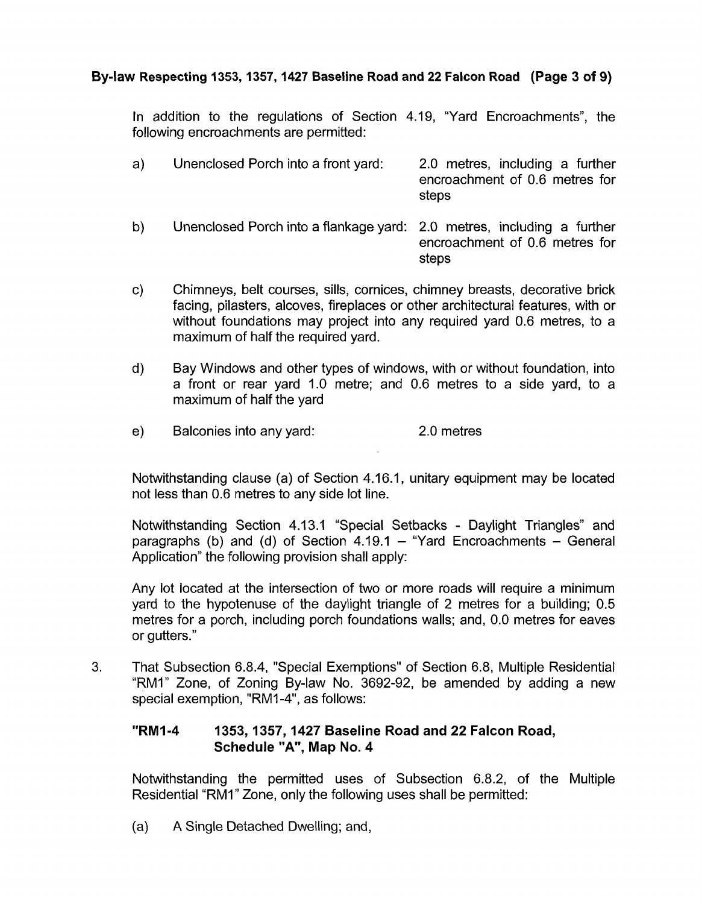In addition to the regulations of Section 4.19, "Yard Encroachments", the following encroachments are permitted:

a) Unenclosed Porch into a front yard: 2.0 metres, including a further encroachment of 0.6 metres for steps

b) Unenclosed Porch into a flankage yard: 2.0 metres, including a further encroachment of 0.6 metres for steps

c) Chimneys, belt courses, sills, cornices, chimney breasts, decorative brick facing, pilasters, alcoves, fireplaces or other architectural features, with or without foundations may project into any required yard 0.6 metres, to a maximum of half the required yard.

d) Bay Windows and other types of windows, with or without foundation, into a front or rear yard 1.0 metre; and 0.6 metres to a side yard, to a maximum of half the yard

e) Balconies into any yard: 2.0 metres

Notwithstanding clause (a) of Section 4.16.1, unitary equipment may be located not less than 0.6 metres to any side lot line.

Notwithstanding Section 4.13.1 "Special Setbacks - Daylight Triangles" and paragraphs (b) and (d) of Section 4.19.1 – "Yard Encroachments – General Application" the following provision shall apply:

Any lot located at the intersection of two or more roads will require a minimum yard to the hypotenuse of the daylight triangle of 2 metres for a building; 0.5 metres for a porch, including porch foundations walls; and, 0.0 metres for eaves or gutters."

3. That Subsection 6.8.4, "Special Exemptions" of Section 6.8, Multiple Residential "RM1" Zone, of Zoning By-law No. 3692-92, be amended by adding a new special exemption, "RM1-4", as follows:

**"RM1-4 1353, 1357, 1427 Baseline Road and 22 Falcon Road, Schedule "A", Map No. 4**

Notwithstanding the permitted uses of Subsection 6.8.2, of the Multiple Residential "RM1" Zone, only the following uses shall be permitted:

(a) A Single Detached Dwelling; and,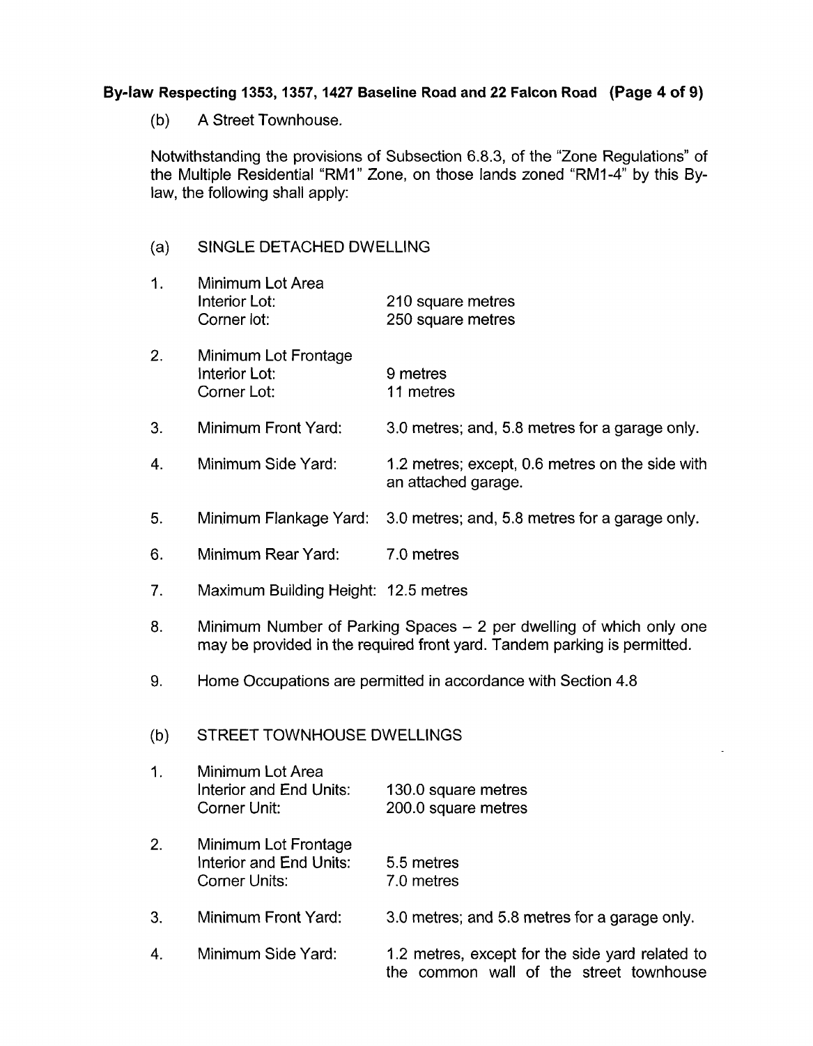(b) A Street Townhouse.

Notwithstanding the provisions of Subsection 6.8.3, of the "Zone Regulations" of the Multiple Residential "RM1" Zone, on those lands zoned "RM1-4" by this By-law, the following shall apply:

(a) SINGLE DETACHED DWELLING

1. Minimum Lot Area
   Interior Lot: 210 square metres
   Corner lot: 250 square metres

2. Minimum Lot Frontage
   Interior Lot: 9 metres
   Corner Lot: 11 metres

3. Minimum Front Yard: 3.0 metres; and, 5.8 metres for a garage only.

4. Minimum Side Yard: 1.2 metres; except, 0.6 metres on the side with an attached garage.

5. Minimum Flankage Yard: 3.0 metres; and, 5.8 metres for a garage only.

6. Minimum Rear Yard: 7.0 metres

7. Maximum Building Height: 12.5 metres

8. Minimum Number of Parking Spaces – 2 per dwelling of which only one may be provided in the required front yard. Tandem parking is permitted.

9. Home Occupations are permitted in accordance with Section 4.8

(b) STREET TOWNHOUSE DWELLINGS

1. Minimum Lot Area
   Interior and End Units: 130.0 square metres
   Corner Unit: 200.0 square metres

2. Minimum Lot Frontage
   Interior and End Units: 5.5 metres
   Corner Units: 7.0 metres

3. Minimum Front Yard: 3.0 metres; and 5.8 metres for a garage only.

4. Minimum Side Yard: 1.2 metres, except for the side yard related to the common wall of the street townhouse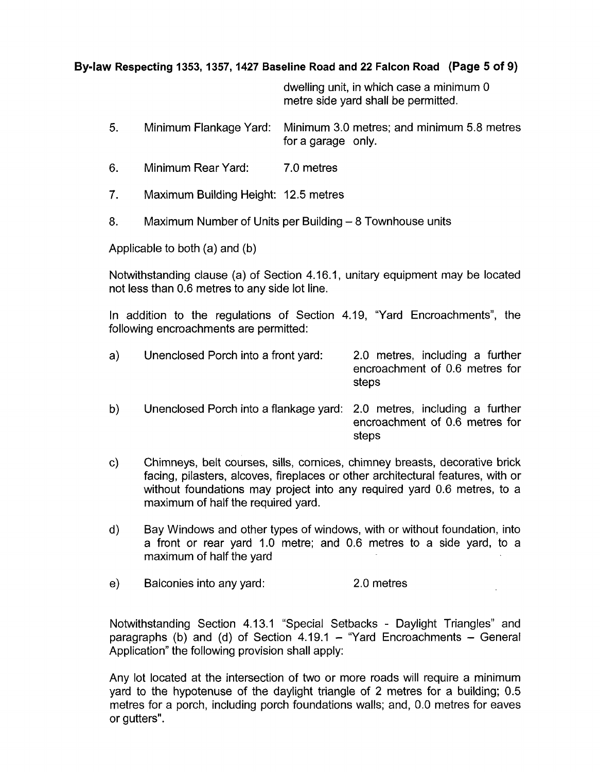dwelling unit, in which case a minimum 0 metre side yard shall be permitted.

5. Minimum Flankage Yard: Minimum 3.0 metres; and minimum 5.8 metres for a garage only.

6. Minimum Rear Yard: 7.0 metres

7. Maximum Building Height: 12.5 metres

8. Maximum Number of Units per Building – 8 Townhouse units

Applicable to both (a) and (b)

Notwithstanding clause (a) of Section 4.16.1, unitary equipment may be located not less than 0.6 metres to any side lot line.

In addition to the regulations of Section 4.19, "Yard Encroachments", the following encroachments are permitted:

a) Unenclosed Porch into a front yard: 2.0 metres, including a further encroachment of 0.6 metres for steps

b) Unenclosed Porch into a flankage yard: 2.0 metres, including a further encroachment of 0.6 metres for steps

c) Chimneys, belt courses, sills, cornices, chimney breasts, decorative brick facing, pilasters, alcoves, fireplaces or other architectural features, with or without foundations may project into any required yard 0.6 metres, to a maximum of half the required yard.

d) Bay Windows and other types of windows, with or without foundation, into a front or rear yard 1.0 metre; and 0.6 metres to a side yard, to a maximum of half the yard

e) Balconies into any yard: 2.0 metres

Notwithstanding Section 4.13.1 "Special Setbacks - Daylight Triangles" and paragraphs (b) and (d) of Section 4.19.1 – "Yard Encroachments – General Application" the following provision shall apply:

Any lot located at the intersection of two or more roads will require a minimum yard to the hypotenuse of the daylight triangle of 2 metres for a building; 0.5 metres for a porch, including porch foundations walls; and, 0.0 metres for eaves or gutters".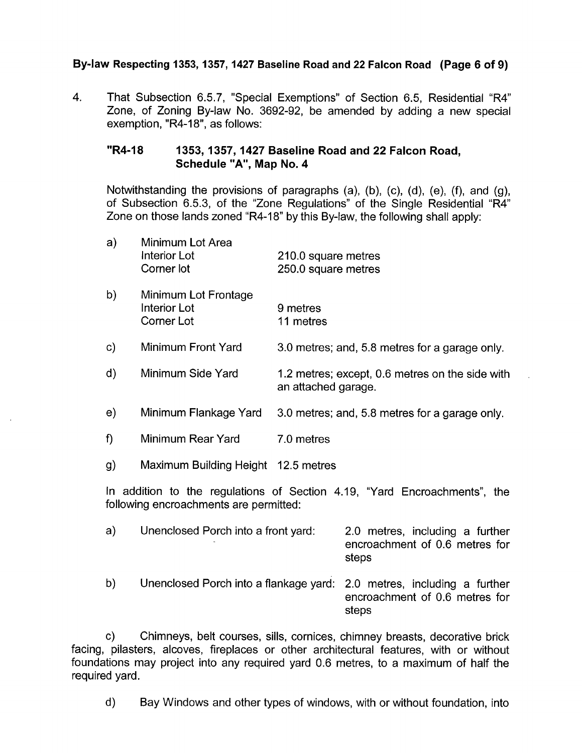4. That Subsection 6.5.7, "Special Exemptions" of Section 6.5, Residential "R4" Zone, of Zoning By-law No. 3692-92, be amended by adding a new special exemption, "R4-18", as follows:

**"R4-18 1353, 1357, 1427 Baseline Road and 22 Falcon Road, Schedule "A", Map No. 4**

Notwithstanding the provisions of paragraphs (a), (b), (c), (d), (e), (f), and (g), of Subsection 6.5.3, of the "Zone Regulations" of the Single Residential "R4" Zone on those lands zoned "R4-18" by this By-law, the following shall apply:

| | | |
|---|---|---|
| a) | Minimum Lot Area<br>Interior Lot<br>Corner lot | <br>210.0 square metres<br>250.0 square metres |
| b) | Minimum Lot Frontage<br>Interior Lot<br>Corner Lot | <br>9 metres<br>11 metres |
| c) | Minimum Front Yard | 3.0 metres; and, 5.8 metres for a garage only. |
| d) | Minimum Side Yard | 1.2 metres; except, 0.6 metres on the side with an attached garage. |
| e) | Minimum Flankage Yard | 3.0 metres; and, 5.8 metres for a garage only. |
| f) | Minimum Rear Yard | 7.0 metres |
| g) | Maximum Building Height | 12.5 metres |

In addition to the regulations of Section 4.19, "Yard Encroachments", the following encroachments are permitted:

| | | |
|---|---|---|
| a) | Unenclosed Porch into a front yard: | 2.0 metres, including a further encroachment of 0.6 metres for steps |
| b) | Unenclosed Porch into a flankage yard: | 2.0 metres, including a further encroachment of 0.6 metres for steps |

c) Chimneys, belt courses, sills, cornices, chimney breasts, decorative brick facing, pilasters, alcoves, fireplaces or other architectural features, with or without foundations may project into any required yard 0.6 metres, to a maximum of half the required yard.

d) Bay Windows and other types of windows, with or without foundation, into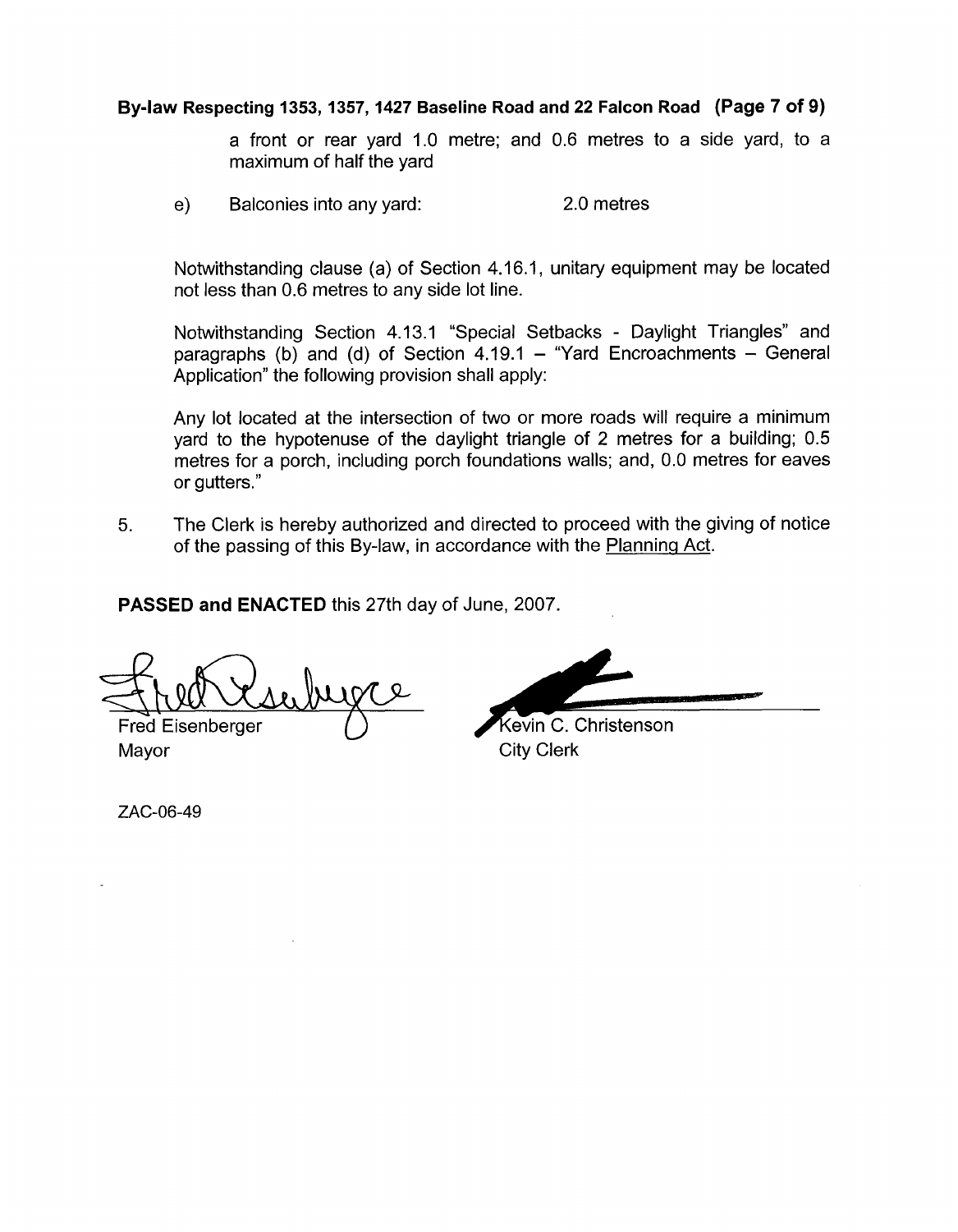a front or rear yard 1.0 metre; and 0.6 metres to a side yard, to a maximum of half the yard

e) Balconies into any yard: 2.0 metres

Notwithstanding clause (a) of Section 4.16.1, unitary equipment may be located not less than 0.6 metres to any side lot line.

Notwithstanding Section 4.13.1 "Special Setbacks - Daylight Triangles" and paragraphs (b) and (d) of Section 4.19.1 – "Yard Encroachments – General Application" the following provision shall apply:

Any lot located at the intersection of two or more roads will require a minimum yard to the hypotenuse of the daylight triangle of 2 metres for a building; 0.5 metres for a porch, including porch foundations walls; and, 0.0 metres for eaves or gutters."

5. The Clerk is hereby authorized and directed to proceed with the giving of notice of the passing of this By-law, in accordance with the Planning Act.

**PASSED and ENACTED** this 27th day of June, 2007.

Fred Eisenberger
Mayor

Kevin C. Christenson
City Clerk

ZAC-06-49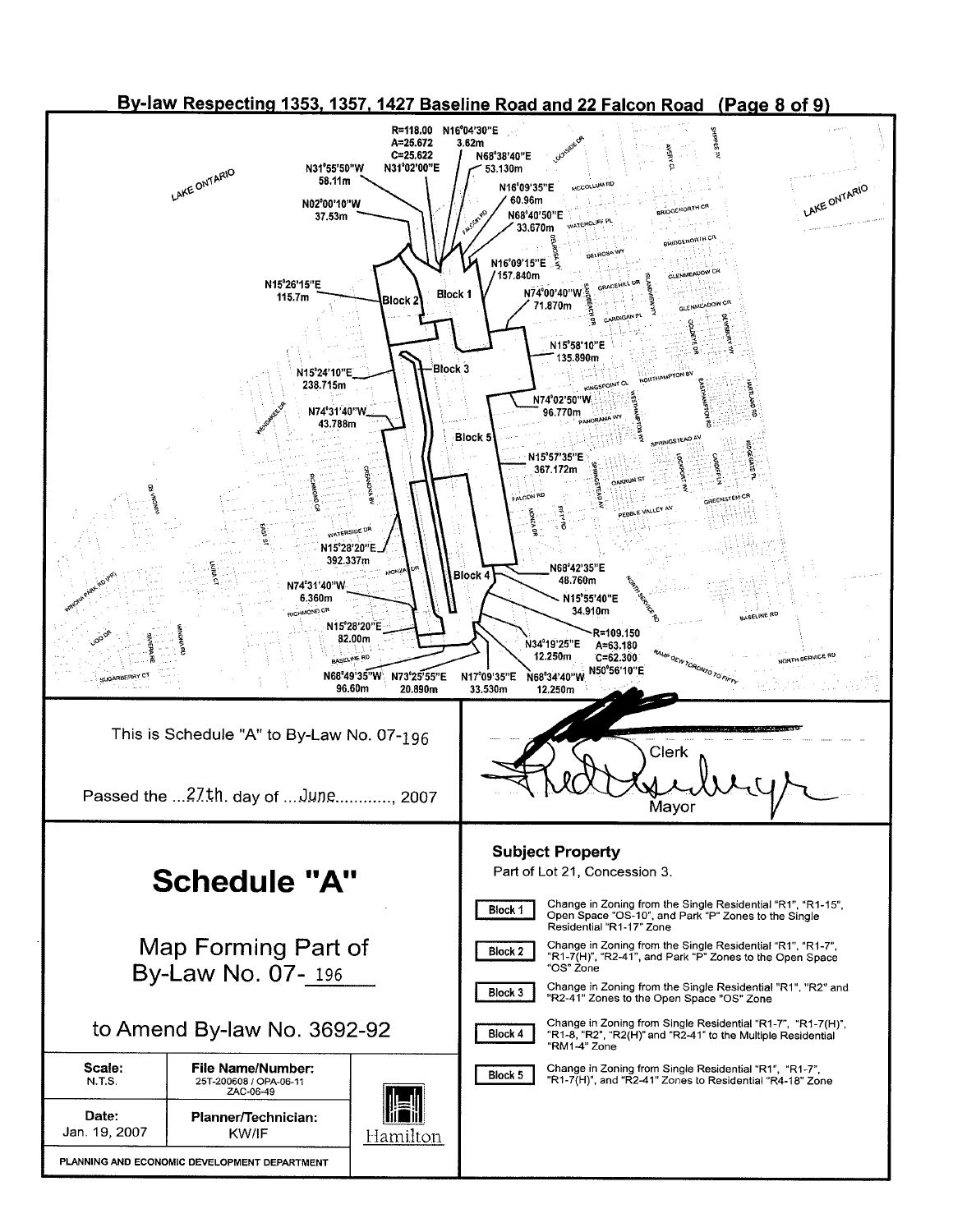## By-law Respecting 1353, 1357, 1427 Baseline Road and 22 Falcon Road (Page 8 of 9)

R=118.00 A=25.672 C=25.622 N31°02'00"E

N16°04'30"E 3.62m

N68°38'40"E 53.130m

N31°55'50"W 58.11m

N02°00'10"W 37.53m

N16°09'35"E 60.96m

N68°40'50"E 33.670m

N16°09'15"E 157.840m

N15°26'15"E 115.7m

N74°00'40"W 71.870m

N15°58'10"E 135.890m

N15°24'10"E 238.715m

N74°02'50"W 96.770m

N74°31'40"W 43.788m

N15°57'35"E 367.172m

N15°28'20"E 392.337m

N68°42'35"E 48.760m

N74°31'40"W 6.360m

N15°55'40"E 34.910m

N15°28'20"E 82.00m

R=109.150 A=63.180 C=62.300

N34°19'25"E 12.250m

N50°56'10"E

N68°49'35"W 96.60m

N73°25'55"E 20.890m

N17°09'35"E 33.530m

N68°34'40"W 12.250m

Block 1, Block 2, Block 3, Block 4, Block 5

LAKE ONTARIO, BASELINE RD, NORTH SERVICE RD, FALCON RD, MONZA DR, RICHMOND CR, WATERSIDE DR

This is Schedule "A" to By-Law No. 07-196

Passed the ...27th. day of ...June............, 2007

Clerk

Mayor

# Schedule "A"

Map Forming Part of By-Law No. 07-196

to Amend By-law No. 3692-92

| Scale: N.T.S. | File Name/Number: 25T-200608 / OPA-06-11 ZAC-06-49 |
|---|---|
| Date: Jan. 19, 2007 | Planner/Technician: KW/IF |

PLANNING AND ECONOMIC DEVELOPMENT DEPARTMENT

Hamilton

**Subject Property**

Part of Lot 21, Concession 3.

- **Block 1** — Change in Zoning from the Single Residential "R1", "R1-15", Open Space "OS-10", and Park "P" Zones to the Single Residential "R1-17" Zone
- **Block 2** — Change in Zoning from the Single Residential "R1", "R1-7", "R1-7(H)", "R2-41", and Park "P" Zones to the Open Space "OS" Zone
- **Block 3** — Change in Zoning from the Single Residential "R1", "R2" and "R2-41" Zones to the Open Space "OS" Zone
- **Block 4** — Change in Zoning from Single Residential "R1-7", "R1-7(H)", "R1-8, "R2", "R2(H)" and "R2-41" to the Multiple Residential "RM1-4" Zone
- **Block 5** — Change in Zoning from Single Residential "R1", "R1-7", "R1-7(H)", and "R2-41" Zones to Residential "R4-18" Zone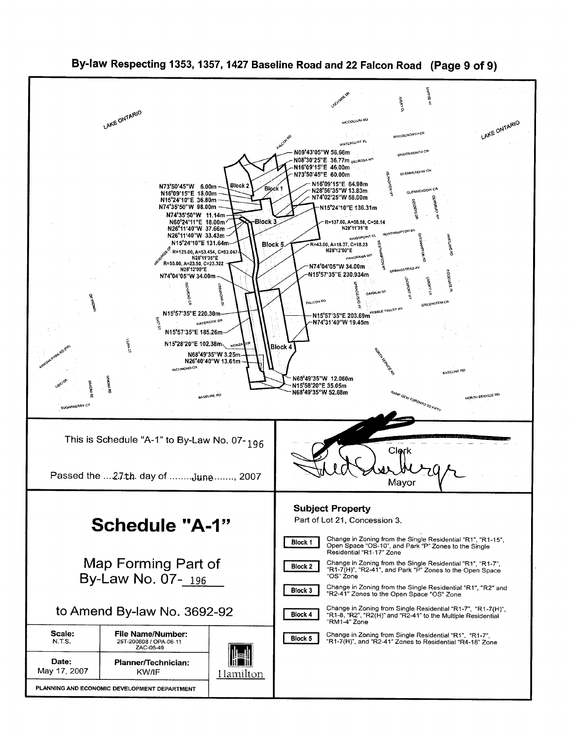# By-law Respecting 1353, 1357, 1427 Baseline Road and 22 Falcon Road (Page 9 of 9)

LAKE ONTARIO

LAKE ONTARIO

N09°43'05"W 56.66m
N08°30'25"E 36.77m
N16°09'15"E 46.00m
N73°50'45"E 60.00m
N16°09'15"E 64.98m
N28°56'35"W 13.83m
N74°02'25"W 58.00m
N15°24'10"E 136.31m
R=137.00, A=58.56, C=58.14
N28°11'35"E
R=43.00, A=18.37, C=18.23
N28°12'00"E
N74°04'05"W 34.00m
N15°57'35"E 230.934m
N15°57'35"E 203.69m
N74°31'40"W 19.45m
N68°49'35"W 12.060m
N15°58'20"E 35.05m
N68°49'35"W 52.68m

N73°50'45"W 6.00m
N16°09'15"E 18.00m
N15°24'10"E 36.80m
N74°35'50"W 98.00m
N74°35'50"W 11.14m
N60°24'11"E 18.00m
N26°11'40"W 37.66m
N26°11'40"W 33.43m
N15°24'10"E 131.64m
R=125.00, A=53.454, C=53.047
N28°11'35"E
R=55.00, A=23.50, C=23.322
N28°12'00"E
N74°04'05"W 34.00m
N15°57'35"E 220.30m
N15°57'35"E 185.26m
N15°28'20"E 102.38m
N68°49'35"W 3.25m
N26°40'40"W 13.61m

Block 1
Block 2
Block 3
Block 4
Block 5

This is Schedule "A-1" to By-Law No. 07-196

Passed the ...27th. day of ........June......., 2007

Clerk

Mayor

# Schedule "A-1"

## Map Forming Part of By-Law No. 07-196

## to Amend By-law No. 3692-92

| Scale: | File Name/Number: |
|---|---|
| N.T.S. | 25T-200608 / OPA-06-11 ZAC-06-49 |
| **Date:** | **Planner/Technician:** |
| May 17, 2007 | KW/IF |

Hamilton

PLANNING AND ECONOMIC DEVELOPMENT DEPARTMENT

**Subject Property**

Part of Lot 21, Concession 3.

| | |
|---|---|
| Block 1 | Change in Zoning from the Single Residential "R1", "R1-15", Open Space "OS-10", and Park "P" Zones to the Single Residential "R1-17" Zone |
| Block 2 | Change in Zoning from the Single Residential "R1", "R1-7", "R1-7(H)", "R2-41", and Park "P" Zones to the Open Space "OS" Zone |
| Block 3 | Change in Zoning from the Single Residential "R1", "R2" and "R2-41" Zones to the Open Space "OS" Zone |
| Block 4 | Change in Zoning from Single Residential "R1-7", "R1-7(H)", "R1-8", "R2", "R2(H)" and "R2-41" to the Multiple Residential "RM1-4" Zone |
| Block 5 | Change in Zoning from Single Residential "R1", "R1-7", "R1-7(H)", and "R2-41" Zones to Residential "R4-18" Zone |